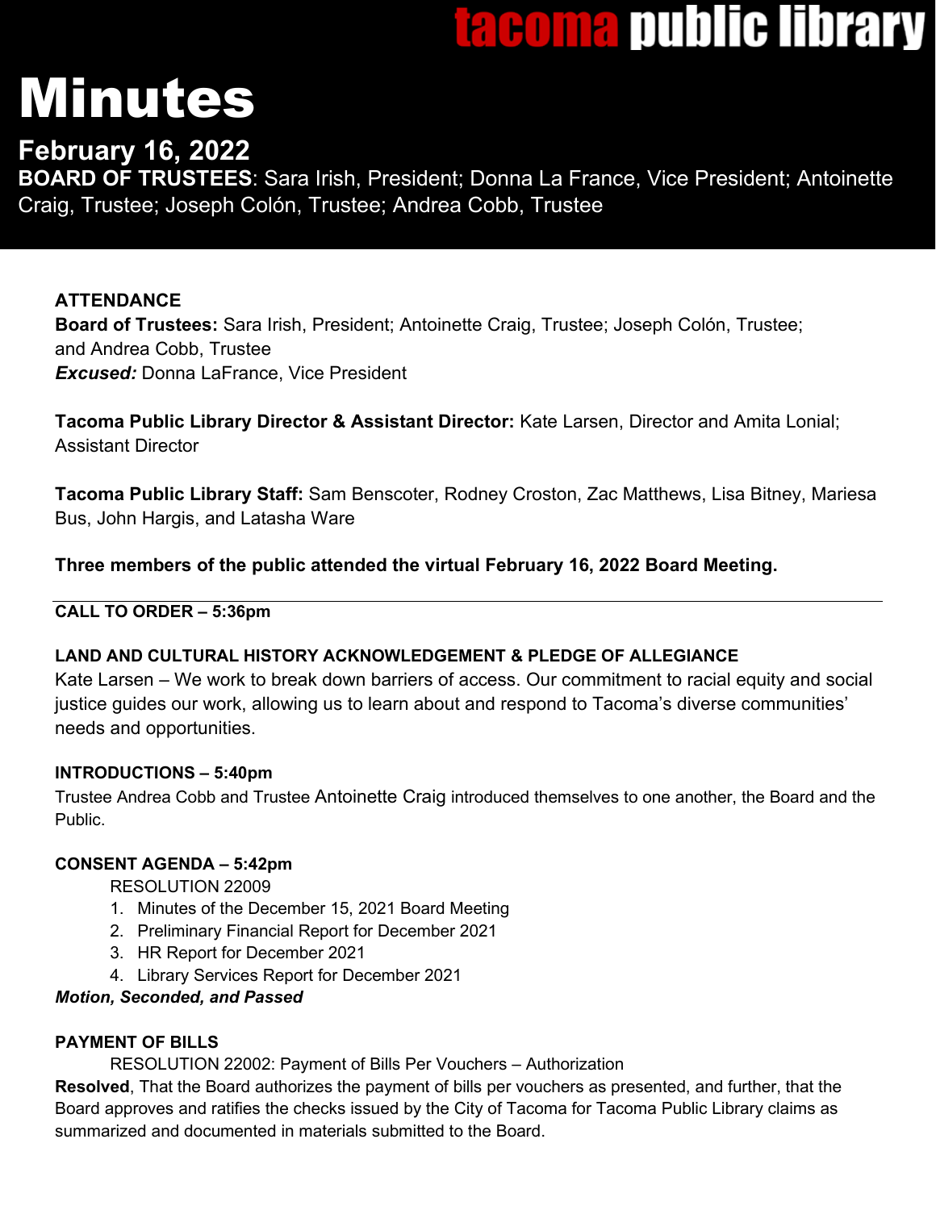tacoma public library

# Minutes

## February 16, 2022

**BOARD OF TRUSTEES**: Sara Irish, President; Donna La France, Vice President; Antoinette Craig, Trustee; Joseph Colón, Trustee; Andrea Cobb, Trustee

**ATTENDANCE**

**Board of Trustees:** Sara Irish, President; Antoinette Craig, Trustee; Joseph Colón, Trustee; and Andrea Cobb, Trustee
***Excused:*** Donna LaFrance, Vice President

**Tacoma Public Library Director & Assistant Director:** Kate Larsen, Director and Amita Lonial; Assistant Director

**Tacoma Public Library Staff:** Sam Benscoter, Rodney Croston, Zac Matthews, Lisa Bitney, Mariesa Bus, John Hargis, and Latasha Ware

**Three members of the public attended the virtual February 16, 2022 Board Meeting.**

---

**CALL TO ORDER – 5:36pm**

**LAND AND CULTURAL HISTORY ACKNOWLEDGEMENT & PLEDGE OF ALLEGIANCE**

Kate Larsen – We work to break down barriers of access. Our commitment to racial equity and social justice guides our work, allowing us to learn about and respond to Tacoma's diverse communities' needs and opportunities.

**INTRODUCTIONS – 5:40pm**

Trustee Andrea Cobb and Trustee Antoinette Craig introduced themselves to one another, the Board and the Public.

**CONSENT AGENDA – 5:42pm**

RESOLUTION 22009

1. Minutes of the December 15, 2021 Board Meeting
2. Preliminary Financial Report for December 2021
3. HR Report for December 2021
4. Library Services Report for December 2021

***Motion, Seconded, and Passed***

**PAYMENT OF BILLS**

RESOLUTION 22002: Payment of Bills Per Vouchers – Authorization

**Resolved**, That the Board authorizes the payment of bills per vouchers as presented, and further, that the Board approves and ratifies the checks issued by the City of Tacoma for Tacoma Public Library claims as summarized and documented in materials submitted to the Board.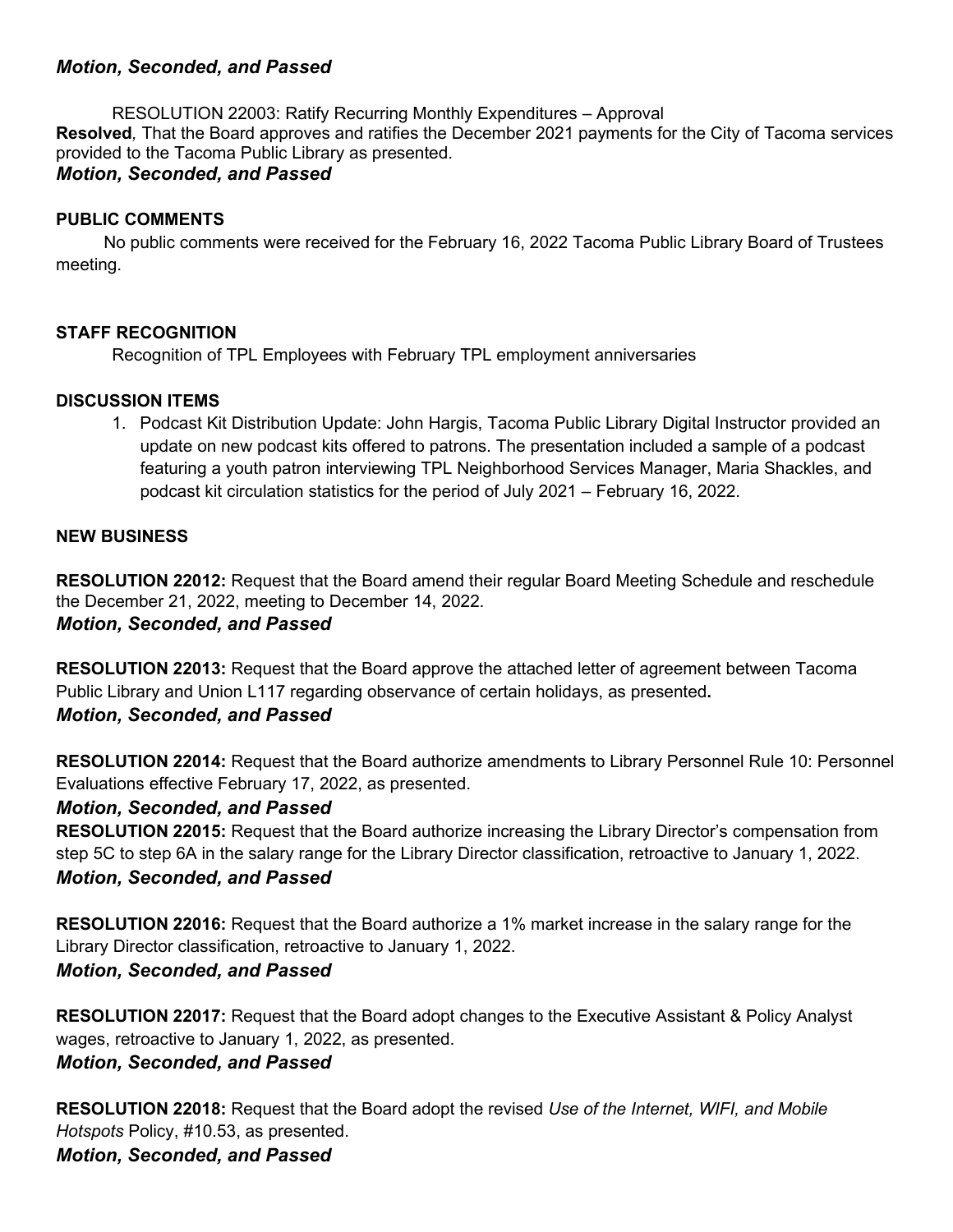***Motion, Seconded, and Passed***

RESOLUTION 22003: Ratify Recurring Monthly Expenditures – Approval
**Resolved**, That the Board approves and ratifies the December 2021 payments for the City of Tacoma services provided to the Tacoma Public Library as presented.
***Motion, Seconded, and Passed***

**PUBLIC COMMENTS**

No public comments were received for the February 16, 2022 Tacoma Public Library Board of Trustees meeting.

**STAFF RECOGNITION**

Recognition of TPL Employees with February TPL employment anniversaries

**DISCUSSION ITEMS**

1. Podcast Kit Distribution Update: John Hargis, Tacoma Public Library Digital Instructor provided an update on new podcast kits offered to patrons. The presentation included a sample of a podcast featuring a youth patron interviewing TPL Neighborhood Services Manager, Maria Shackles, and podcast kit circulation statistics for the period of July 2021 – February 16, 2022.

**NEW BUSINESS**

**RESOLUTION 22012:** Request that the Board amend their regular Board Meeting Schedule and reschedule the December 21, 2022, meeting to December 14, 2022.
***Motion, Seconded, and Passed***

**RESOLUTION 22013:** Request that the Board approve the attached letter of agreement between Tacoma Public Library and Union L117 regarding observance of certain holidays, as presented**.**
***Motion, Seconded, and Passed***

**RESOLUTION 22014:** Request that the Board authorize amendments to Library Personnel Rule 10: Personnel Evaluations effective February 17, 2022, as presented.
***Motion, Seconded, and Passed***

**RESOLUTION 22015:** Request that the Board authorize increasing the Library Director's compensation from step 5C to step 6A in the salary range for the Library Director classification, retroactive to January 1, 2022.
***Motion, Seconded, and Passed***

**RESOLUTION 22016:** Request that the Board authorize a 1% market increase in the salary range for the Library Director classification, retroactive to January 1, 2022.
***Motion, Seconded, and Passed***

**RESOLUTION 22017:** Request that the Board adopt changes to the Executive Assistant & Policy Analyst wages, retroactive to January 1, 2022, as presented.
***Motion, Seconded, and Passed***

**RESOLUTION 22018:** Request that the Board adopt the revised *Use of the Internet, WIFI, and Mobile Hotspots* Policy, #10.53, as presented.
***Motion, Seconded, and Passed***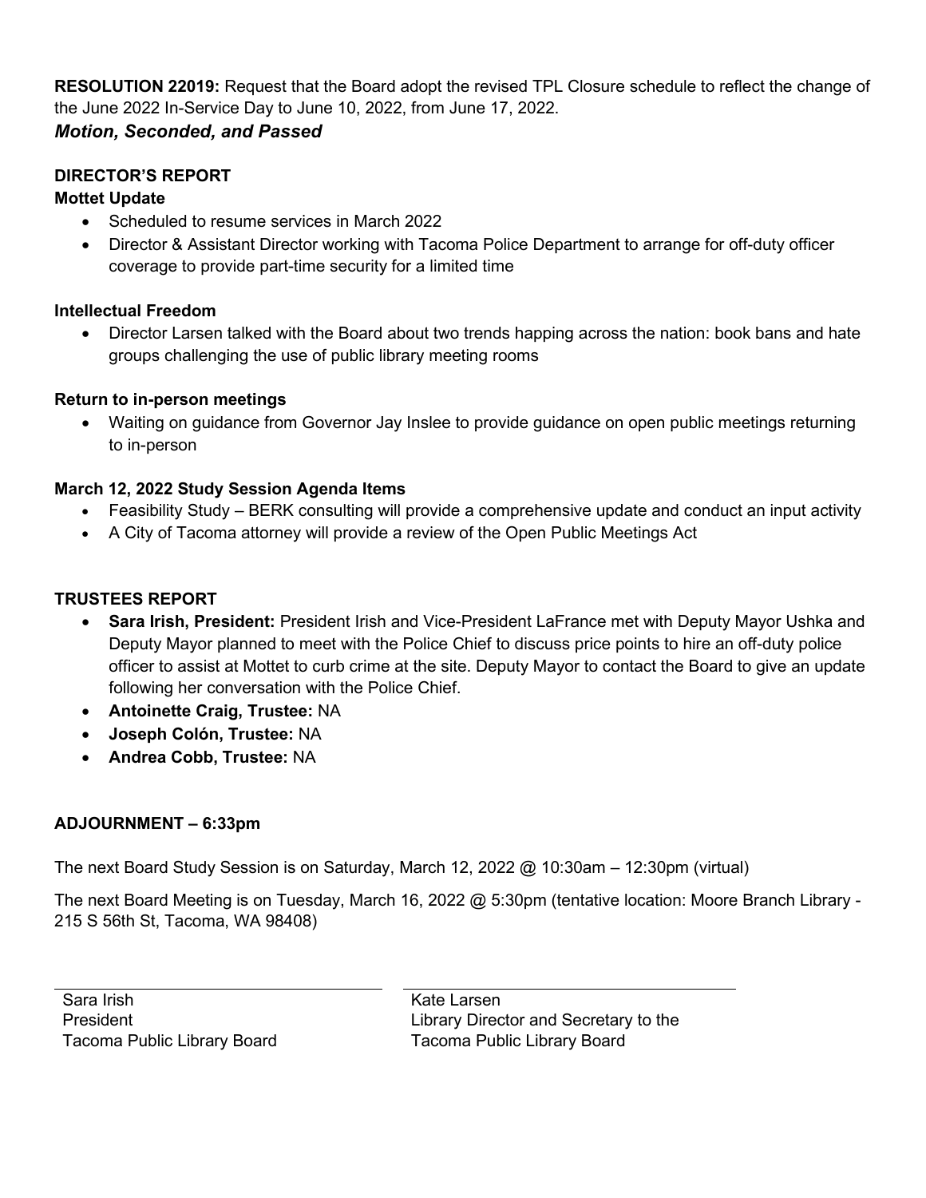**RESOLUTION 22019:** Request that the Board adopt the revised TPL Closure schedule to reflect the change of the June 2022 In-Service Day to June 10, 2022, from June 17, 2022.

***Motion, Seconded, and Passed***

**DIRECTOR'S REPORT**

**Mottet Update**

- Scheduled to resume services in March 2022
- Director & Assistant Director working with Tacoma Police Department to arrange for off-duty officer coverage to provide part-time security for a limited time

**Intellectual Freedom**

- Director Larsen talked with the Board about two trends happing across the nation: book bans and hate groups challenging the use of public library meeting rooms

**Return to in-person meetings**

- Waiting on guidance from Governor Jay Inslee to provide guidance on open public meetings returning to in-person

**March 12, 2022 Study Session Agenda Items**

- Feasibility Study – BERK consulting will provide a comprehensive update and conduct an input activity
- A City of Tacoma attorney will provide a review of the Open Public Meetings Act

**TRUSTEES REPORT**

- **Sara Irish, President:** President Irish and Vice-President LaFrance met with Deputy Mayor Ushka and Deputy Mayor planned to meet with the Police Chief to discuss price points to hire an off-duty police officer to assist at Mottet to curb crime at the site. Deputy Mayor to contact the Board to give an update following her conversation with the Police Chief.
- **Antoinette Craig, Trustee:** NA
- **Joseph Colón, Trustee:** NA
- **Andrea Cobb, Trustee:** NA

**ADJOURNMENT – 6:33pm**

The next Board Study Session is on Saturday, March 12, 2022 @ 10:30am – 12:30pm (virtual)

The next Board Meeting is on Tuesday, March 16, 2022 @ 5:30pm (tentative location: Moore Branch Library - 215 S 56th St, Tacoma, WA 98408)

Sara Irish
President
Tacoma Public Library Board

Kate Larsen
Library Director and Secretary to the
Tacoma Public Library Board